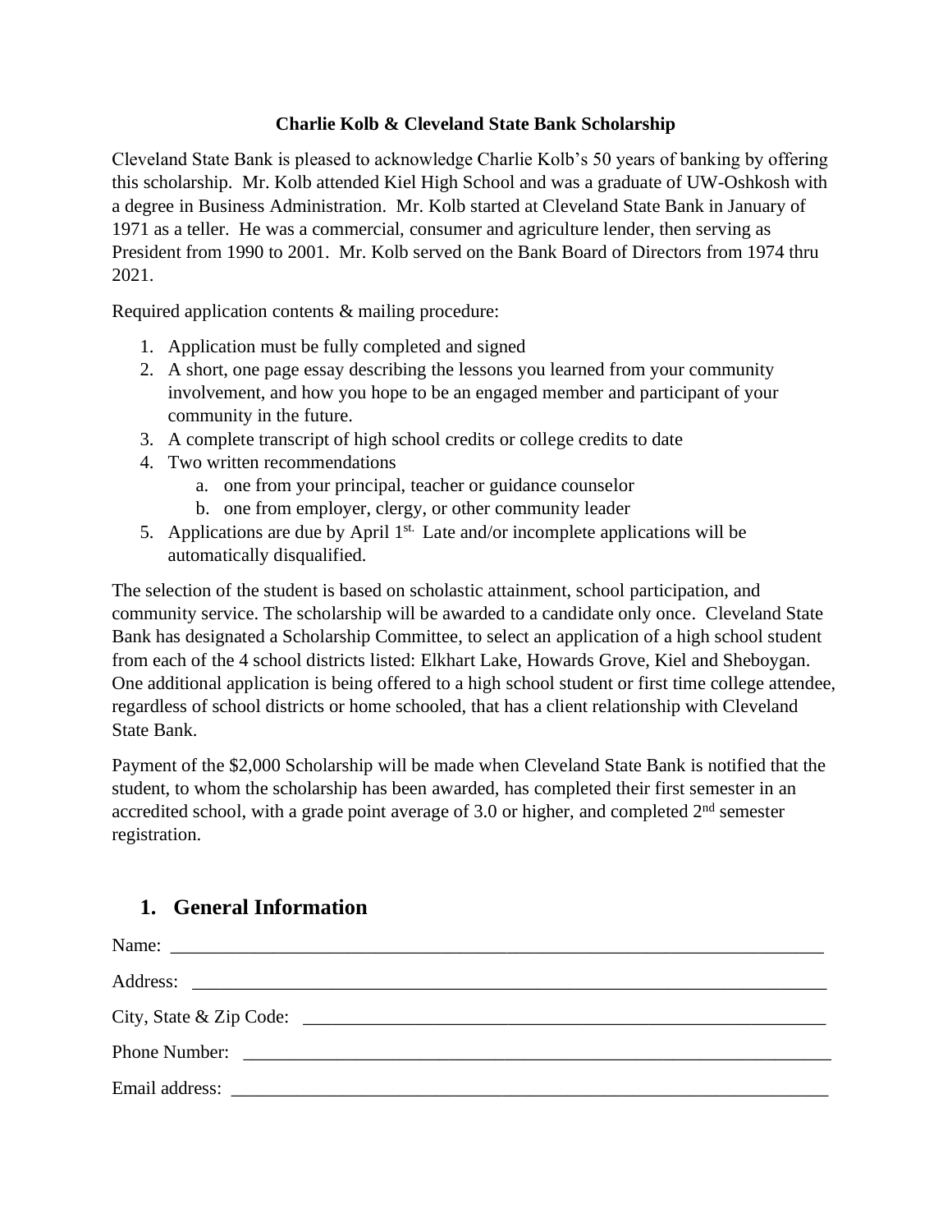**Charlie Kolb & Cleveland State Bank Scholarship**

Cleveland State Bank is pleased to acknowledge Charlie Kolb's 50 years of banking by offering this scholarship. Mr. Kolb attended Kiel High School and was a graduate of UW-Oshkosh with a degree in Business Administration. Mr. Kolb started at Cleveland State Bank in January of 1971 as a teller. He was a commercial, consumer and agriculture lender, then serving as President from 1990 to 2001. Mr. Kolb served on the Bank Board of Directors from 1974 thru 2021.

Required application contents & mailing procedure:

1. Application must be fully completed and signed
2. A short, one page essay describing the lessons you learned from your community involvement, and how you hope to be an engaged member and participant of your community in the future.
3. A complete transcript of high school credits or college credits to date
4. Two written recommendations
   a. one from your principal, teacher or guidance counselor
   b. one from employer, clergy, or other community leader
5. Applications are due by April 1st. Late and/or incomplete applications will be automatically disqualified.

The selection of the student is based on scholastic attainment, school participation, and community service. The scholarship will be awarded to a candidate only once. Cleveland State Bank has designated a Scholarship Committee, to select an application of a high school student from each of the 4 school districts listed: Elkhart Lake, Howards Grove, Kiel and Sheboygan. One additional application is being offered to a high school student or first time college attendee, regardless of school districts or home schooled, that has a client relationship with Cleveland State Bank.

Payment of the $2,000 Scholarship will be made when Cleveland State Bank is notified that the student, to whom the scholarship has been awarded, has completed their first semester in an accredited school, with a grade point average of 3.0 or higher, and completed 2nd semester registration.

## 1. General Information

Name: ___________________________________________________________________________

Address: _________________________________________________________________________

City, State & Zip Code: ____________________________________________________________

Phone Number: ___________________________________________________________________

Email address: ____________________________________________________________________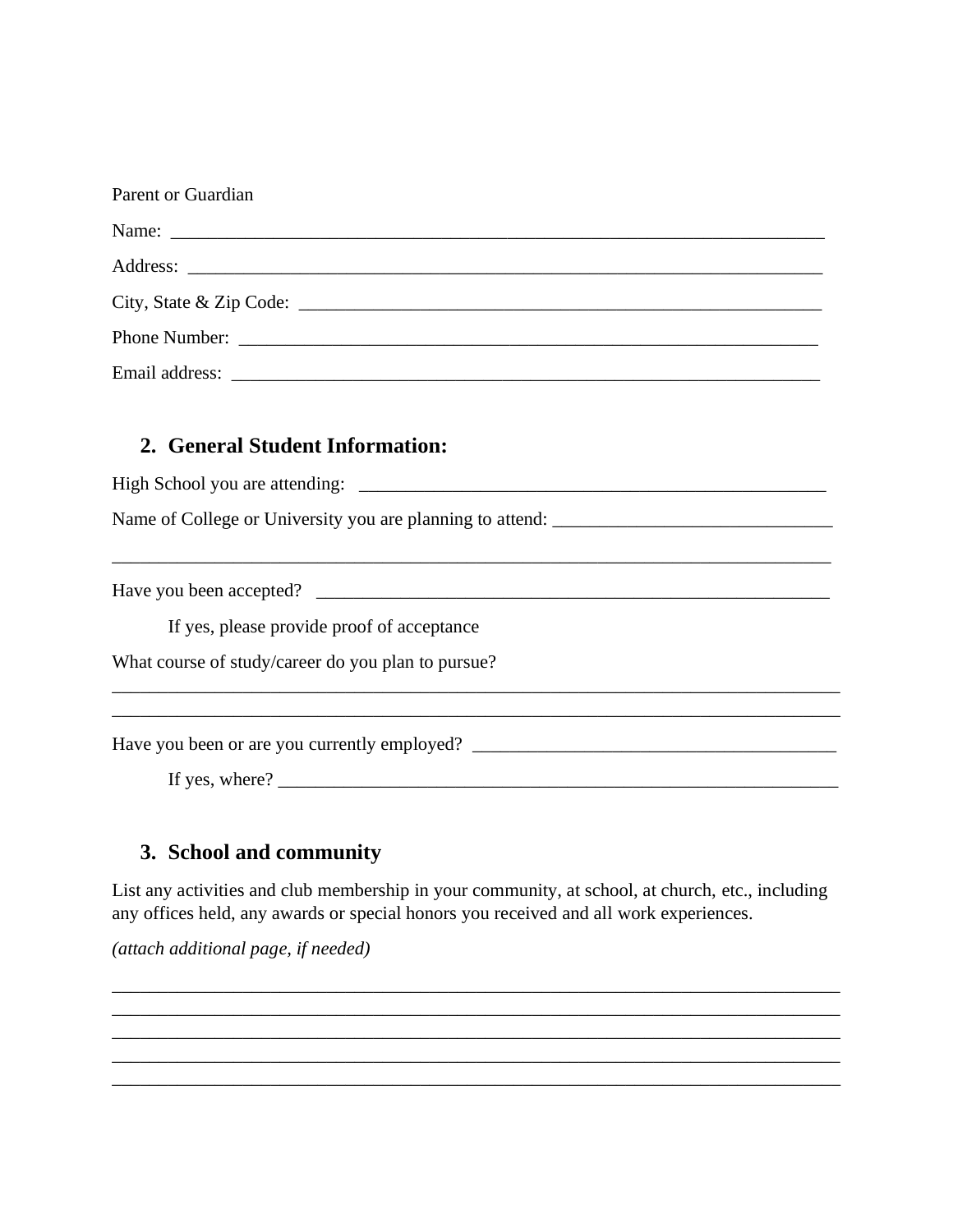Parent or Guardian

Name: ___________________________________________________________________________

Address: _________________________________________________________________________

City, State & Zip Code: ____________________________________________________________

Phone Number: ____________________________________________________________________

Email address: ____________________________________________________________________

## 2. General Student Information:

High School you are attending: ____________________________________________________

Name of College or University you are planning to attend: ______________________________

_________________________________________________________________________________

Have you been accepted? ___________________________________________________________

If yes, please provide proof of acceptance

What course of study/career do you plan to pursue?

_________________________________________________________________________________

_________________________________________________________________________________

Have you been or are you currently employed? _________________________________________

If yes, where? _____________________________________________________________________

## 3. School and community

List any activities and club membership in your community, at school, at church, etc., including any offices held, any awards or special honors you received and all work experiences.

*(attach additional page, if needed)*

_________________________________________________________________________________

_________________________________________________________________________________

_________________________________________________________________________________

_________________________________________________________________________________

_________________________________________________________________________________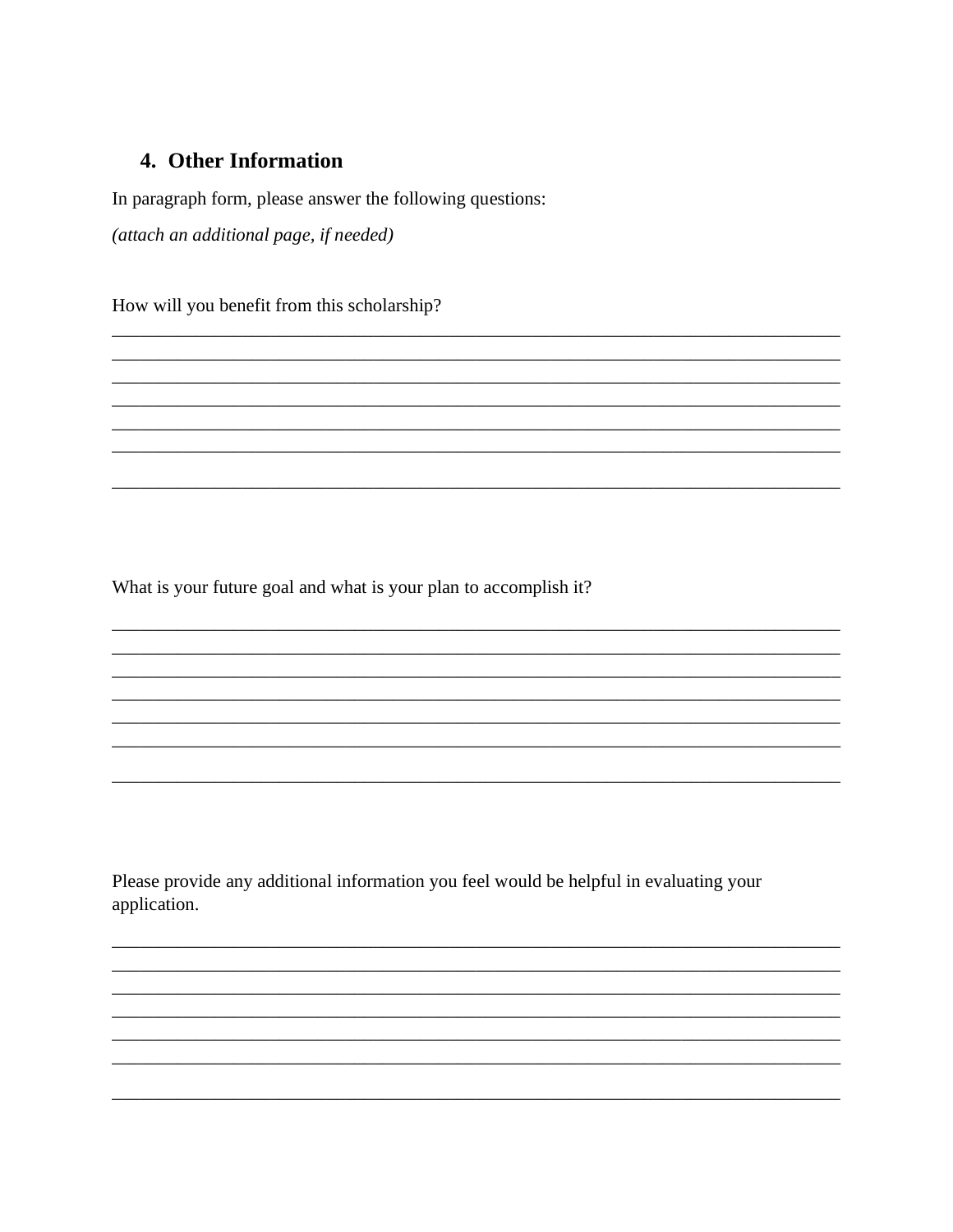## 4. Other Information

In paragraph form, please answer the following questions:

*(attach an additional page, if needed)*

How will you benefit from this scholarship?

________________________________________________________________________________
________________________________________________________________________________
________________________________________________________________________________
________________________________________________________________________________
________________________________________________________________________________
________________________________________________________________________________

________________________________________________________________________________

What is your future goal and what is your plan to accomplish it?

________________________________________________________________________________
________________________________________________________________________________
________________________________________________________________________________
________________________________________________________________________________
________________________________________________________________________________
________________________________________________________________________________

________________________________________________________________________________

Please provide any additional information you feel would be helpful in evaluating your application.

________________________________________________________________________________
________________________________________________________________________________
________________________________________________________________________________
________________________________________________________________________________
________________________________________________________________________________
________________________________________________________________________________

________________________________________________________________________________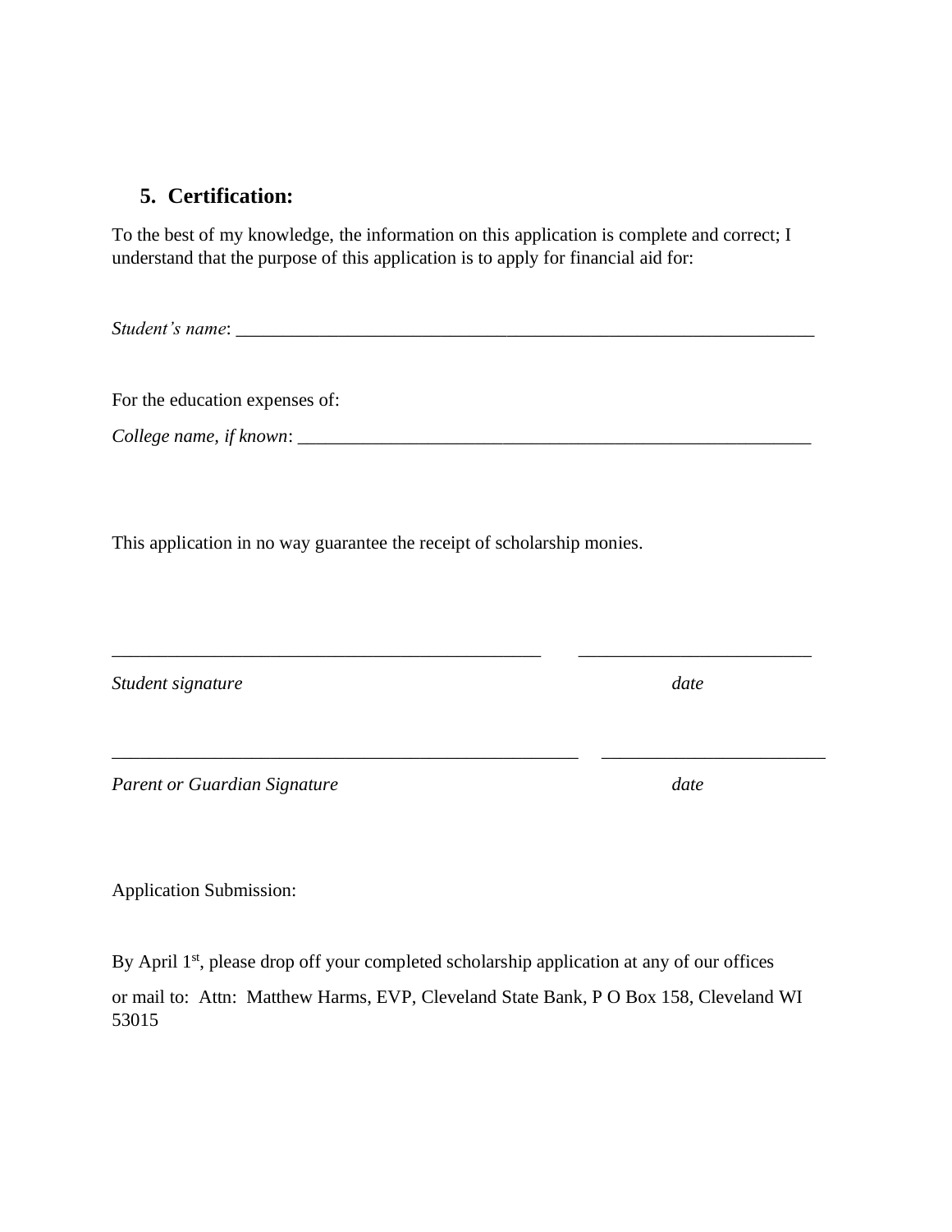## 5. Certification:

To the best of my knowledge, the information on this application is complete and correct; I understand that the purpose of this application is to apply for financial aid for:

*Student's name*: ___________________________________________________________________

For the education expenses of:

*College name, if known*: _________________________________________________________

This application in no way guarantee the receipt of scholarship monies.

________________________________________________ __________________________

*Student signature* *date*

____________________________________________________ _________________________

*Parent or Guardian Signature* *date*

Application Submission:

By April 1st, please drop off your completed scholarship application at any of our offices

or mail to: Attn: Matthew Harms, EVP, Cleveland State Bank, P O Box 158, Cleveland WI 53015